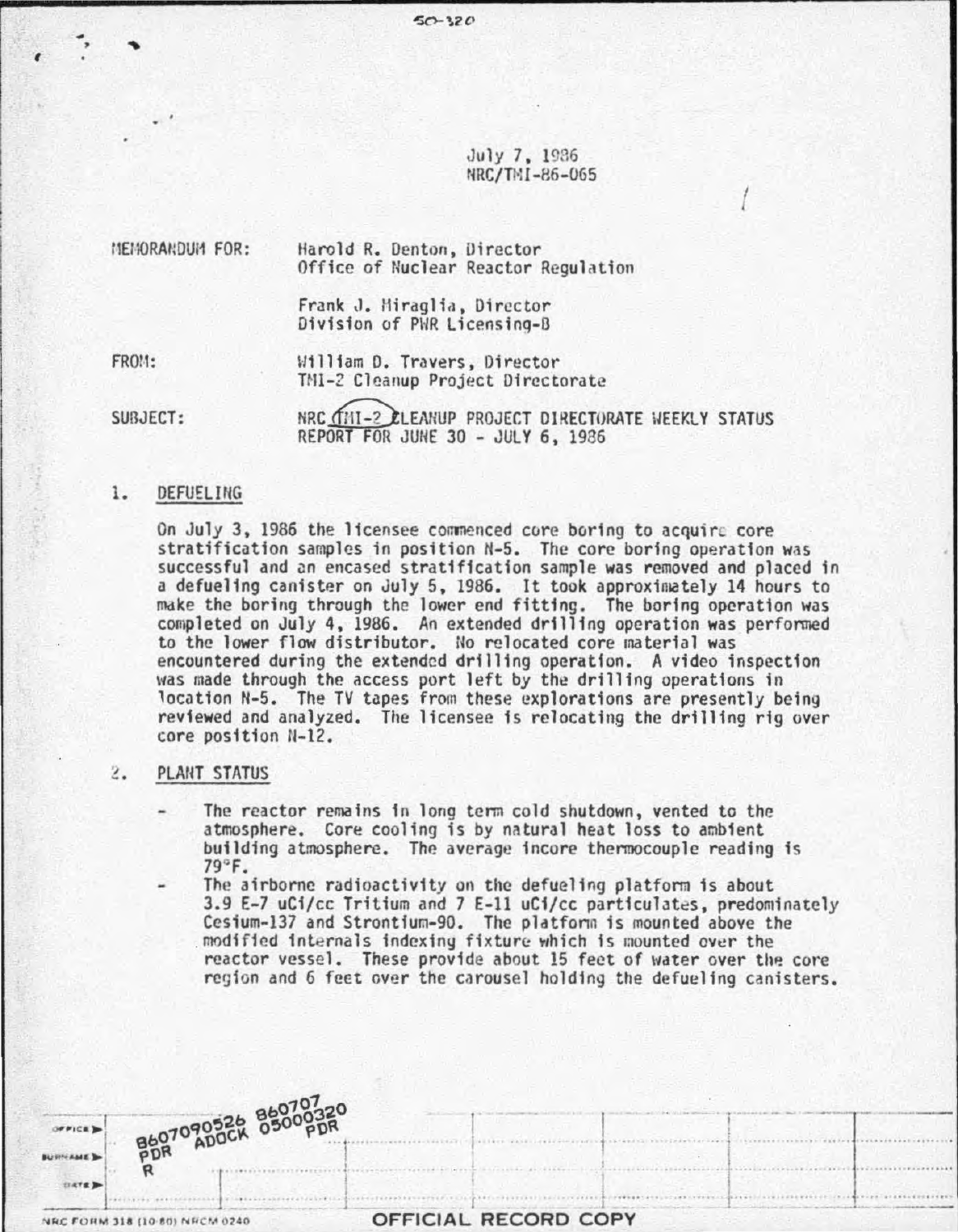50-320

July 7, 1986
NRC/TMI-86-065

MEMORANDUM FOR: Harold R. Denton, Director
Office of Nuclear Reactor Regulation

Frank J. Miraglia, Director
Division of PWR Licensing-B

FROM: William D. Travers, Director
TMI-2 Cleanup Project Directorate

SUBJECT: NRC TMI-2 CLEANUP PROJECT DIRECTORATE WEEKLY STATUS REPORT FOR JUNE 30 - JULY 6, 1986

## 1. DEFUELING

On July 3, 1986 the licensee commenced core boring to acquire core stratification samples in position N-5. The core boring operation was successful and an encased stratification sample was removed and placed in a defueling canister on July 5, 1986. It took approximately 14 hours to make the boring through the lower end fitting. The boring operation was completed on July 4, 1986. An extended drilling operation was performed to the lower flow distributor. No relocated core material was encountered during the extended drilling operation. A video inspection was made through the access port left by the drilling operations in location N-5. The TV tapes from these explorations are presently being reviewed and analyzed. The licensee is relocating the drilling rig over core position N-12.

## 2. PLANT STATUS

- The reactor remains in long term cold shutdown, vented to the atmosphere. Core cooling is by natural heat loss to ambient building atmosphere. The average incore thermocouple reading is 79°F.
- The airborne radioactivity on the defueling platform is about 3.9 E-7 uCi/cc Tritium and 7 E-11 uCi/cc particulates, predominately Cesium-137 and Strontium-90. The platform is mounted above the modified internals indexing fixture which is mounted over the reactor vessel. These provide about 15 feet of water over the core region and 6 feet over the carousel holding the defueling canisters.

8607090526 860707
PDR ADOCK 05000320
R PDR

OFFICIAL RECORD COPY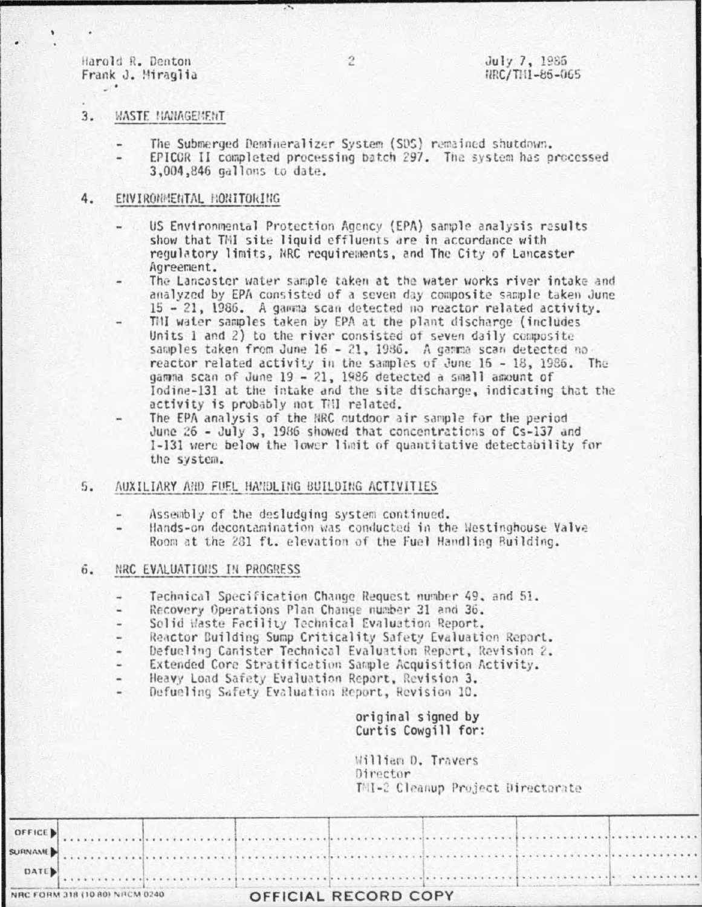Harold R. Denton
Frank J. Miraglia

July 7, 1986
NRC/TMI-86-065

3. WASTE MANAGEMENT

- The Submerged Demineralizer System (SDS) remained shutdown.
- EPICOR II completed processing batch 297. The system has processed 3,004,846 gallons to date.

4. ENVIRONMENTAL MONITORING

- US Environmental Protection Agency (EPA) sample analysis results show that TMI site liquid effluents are in accordance with regulatory limits, NRC requirements, and The City of Lancaster Agreement.
- The Lancaster water sample taken at the water works river intake and analyzed by EPA consisted of a seven day composite sample taken June 15 - 21, 1986. A gamma scan detected no reactor related activity.
- TMI water samples taken by EPA at the plant discharge (includes Units 1 and 2) to the river consisted of seven daily composite samples taken from June 16 - 21, 1986. A gamma scan detected no reactor related activity in the samples of June 16 - 18, 1986. The gamma scan of June 19 - 21, 1986 detected a small amount of Iodine-131 at the intake and the site discharge, indicating that the activity is probably not TMI related.
- The EPA analysis of the NRC outdoor air sample for the period June 26 - July 3, 1986 showed that concentrations of Cs-137 and I-131 were below the lower limit of quantitative detectability for the system.

5. AUXILIARY AND FUEL HANDLING BUILDING ACTIVITIES

- Assembly of the desludging system continued.
- Hands-on decontamination was conducted in the Westinghouse Valve Room at the 281 ft. elevation of the Fuel Handling Building.

6. NRC EVALUATIONS IN PROGRESS

- Technical Specification Change Request number 49, and 51.
- Recovery Operations Plan Change number 31 and 36.
- Solid Waste Facility Technical Evaluation Report.
- Reactor Building Sump Criticality Safety Evaluation Report.
- Defueling Canister Technical Evaluation Report, Revision 2.
- Extended Core Stratification Sample Acquisition Activity.
- Heavy Load Safety Evaluation Report, Revision 3.
- Defueling Safety Evaluation Report, Revision 10.

original signed by
Curtis Cowgill for:

William D. Travers
Director
TMI-2 Cleanup Project Directorate

| OFFICE | | | | | | | |
|---|---|---|---|---|---|---|---|
| SURNAME | | | | | | | |
| DATE | | | | | | | |

NRC FORM 318 (10 80) NRCM 0240

OFFICIAL RECORD COPY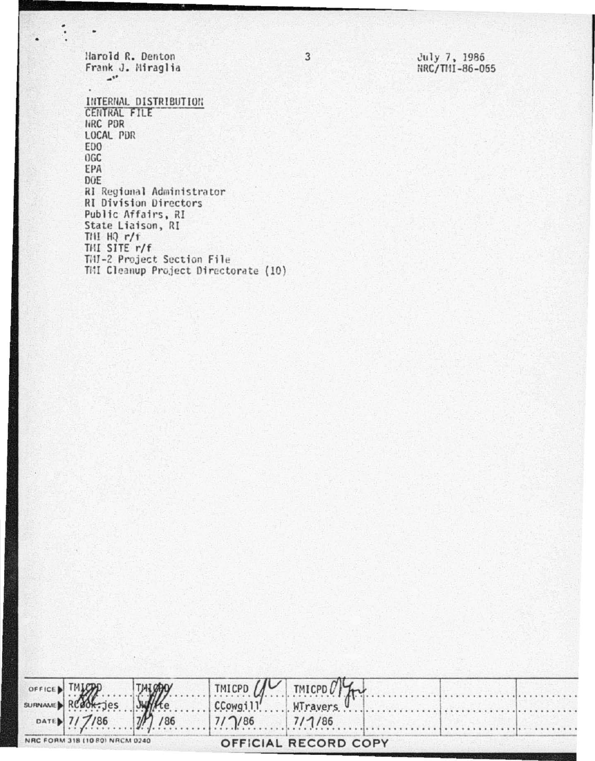Harold R. Denton
Frank J. Miraglia

July 7, 1986
NRC/TMI-86-055

INTERNAL DISTRIBUTION

CENTRAL FILE
NRC PDR
LOCAL PDR
EDO
OGC
EPA
DOE
RI Regional Administrator
RI Division Directors
Public Affairs, RI
State Liaison, RI
TMI HQ r/f
TMI SITE r/f
TMI-2 Project Section File
TMI Cleanup Project Directorate (10)

| | | | | | | | |
|---|---|---|---|---|---|---|---|
| OFFICE | TMICPD | TMICPD | TMICPD | TMICPD | | | |
| SURNAME | RCook:jes | JWhite | CCowgill | WTravers | | | |
| DATE | 7/7/86 | 7/7/86 | 7/7/86 | 7/7/86 | | | |

NRC FORM 318 (10 80) NRCM 0240

OFFICIAL RECORD COPY